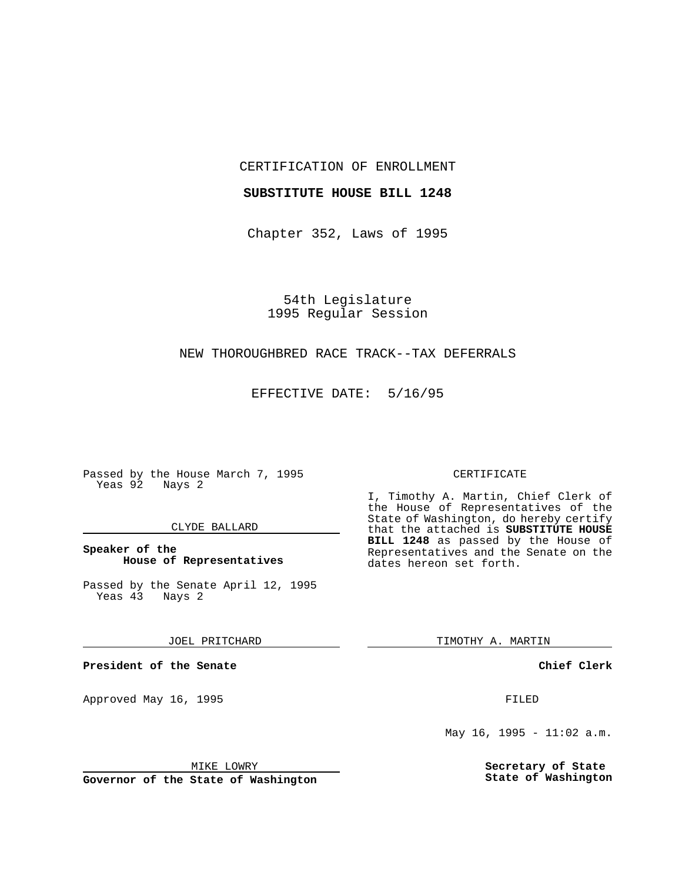CERTIFICATION OF ENROLLMENT

**SUBSTITUTE HOUSE BILL 1248**

Chapter 352, Laws of 1995

54th Legislature
1995 Regular Session

NEW THOROUGHBRED RACE TRACK--TAX DEFERRALS

EFFECTIVE DATE: 5/16/95

Passed by the House March 7, 1995
Yeas 92 Nays 2

CLYDE BALLARD

**Speaker of the House of Representatives**

Passed by the Senate April 12, 1995
Yeas 43 Nays 2

JOEL PRITCHARD

**President of the Senate**

Approved May 16, 1995

MIKE LOWRY

**Governor of the State of Washington**

CERTIFICATE

I, Timothy A. Martin, Chief Clerk of the House of Representatives of the State of Washington, do hereby certify that the attached is **SUBSTITUTE HOUSE BILL 1248** as passed by the House of Representatives and the Senate on the dates hereon set forth.

TIMOTHY A. MARTIN

**Chief Clerk**

FILED

May 16, 1995 - 11:02 a.m.

**Secretary of State State of Washington**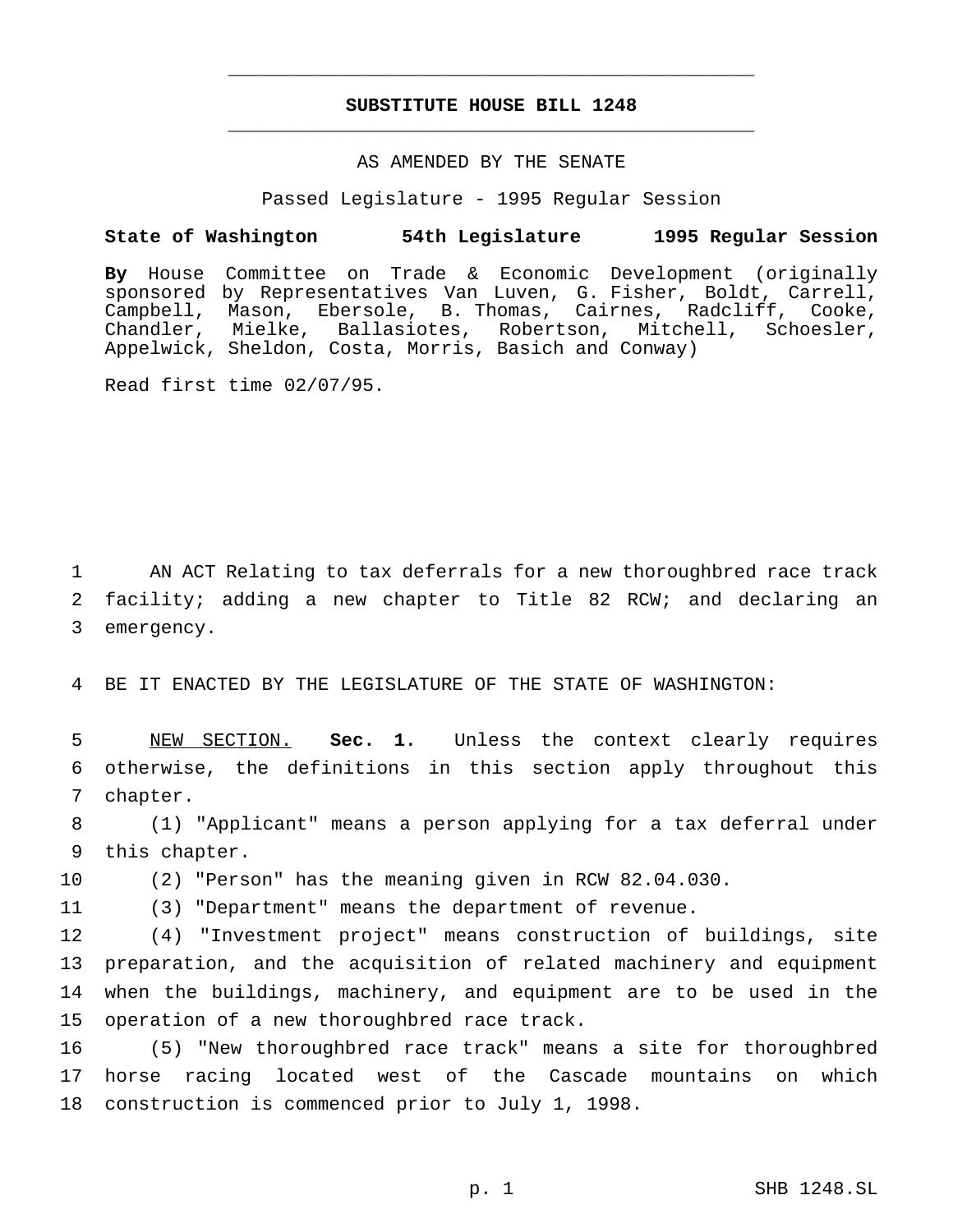# SUBSTITUTE HOUSE BILL 1248

AS AMENDED BY THE SENATE

Passed Legislature - 1995 Regular Session

**State of Washington 54th Legislature 1995 Regular Session**

**By** House Committee on Trade & Economic Development (originally sponsored by Representatives Van Luven, G. Fisher, Boldt, Carrell, Campbell, Mason, Ebersole, B. Thomas, Cairnes, Radcliff, Cooke, Chandler, Mielke, Ballasiotes, Robertson, Mitchell, Schoesler, Appelwick, Sheldon, Costa, Morris, Basich and Conway)

Read first time 02/07/95.

AN ACT Relating to tax deferrals for a new thoroughbred race track facility; adding a new chapter to Title 82 RCW; and declaring an emergency.

BE IT ENACTED BY THE LEGISLATURE OF THE STATE OF WASHINGTON:

NEW SECTION. **Sec. 1.** Unless the context clearly requires otherwise, the definitions in this section apply throughout this chapter.

(1) "Applicant" means a person applying for a tax deferral under this chapter.

(2) "Person" has the meaning given in RCW 82.04.030.

(3) "Department" means the department of revenue.

(4) "Investment project" means construction of buildings, site preparation, and the acquisition of related machinery and equipment when the buildings, machinery, and equipment are to be used in the operation of a new thoroughbred race track.

(5) "New thoroughbred race track" means a site for thoroughbred horse racing located west of the Cascade mountains on which construction is commenced prior to July 1, 1998.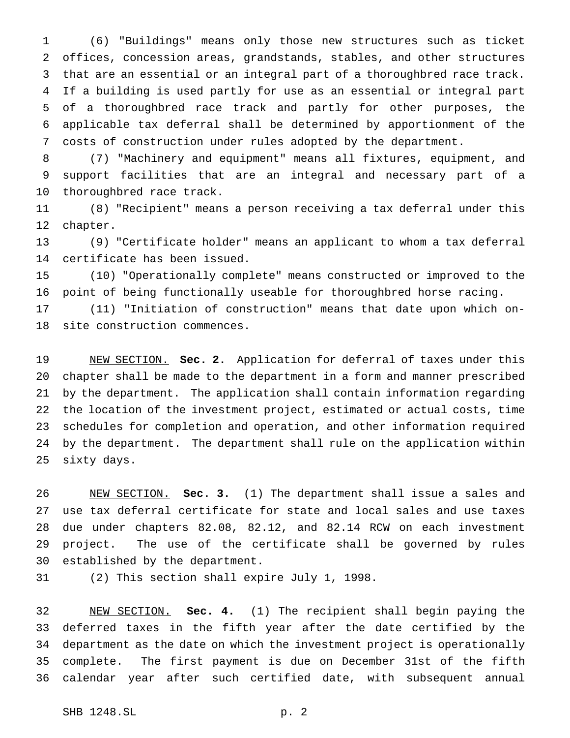(6) "Buildings" means only those new structures such as ticket offices, concession areas, grandstands, stables, and other structures that are an essential or an integral part of a thoroughbred race track. If a building is used partly for use as an essential or integral part of a thoroughbred race track and partly for other purposes, the applicable tax deferral shall be determined by apportionment of the costs of construction under rules adopted by the department.

(7) "Machinery and equipment" means all fixtures, equipment, and support facilities that are an integral and necessary part of a thoroughbred race track.

(8) "Recipient" means a person receiving a tax deferral under this chapter.

(9) "Certificate holder" means an applicant to whom a tax deferral certificate has been issued.

(10) "Operationally complete" means constructed or improved to the point of being functionally useable for thoroughbred horse racing.

(11) "Initiation of construction" means that date upon which on-site construction commences.

NEW SECTION. **Sec. 2.** Application for deferral of taxes under this chapter shall be made to the department in a form and manner prescribed by the department. The application shall contain information regarding the location of the investment project, estimated or actual costs, time schedules for completion and operation, and other information required by the department. The department shall rule on the application within sixty days.

NEW SECTION. **Sec. 3.** (1) The department shall issue a sales and use tax deferral certificate for state and local sales and use taxes due under chapters 82.08, 82.12, and 82.14 RCW on each investment project. The use of the certificate shall be governed by rules established by the department.

(2) This section shall expire July 1, 1998.

NEW SECTION. **Sec. 4.** (1) The recipient shall begin paying the deferred taxes in the fifth year after the date certified by the department as the date on which the investment project is operationally complete. The first payment is due on December 31st of the fifth calendar year after such certified date, with subsequent annual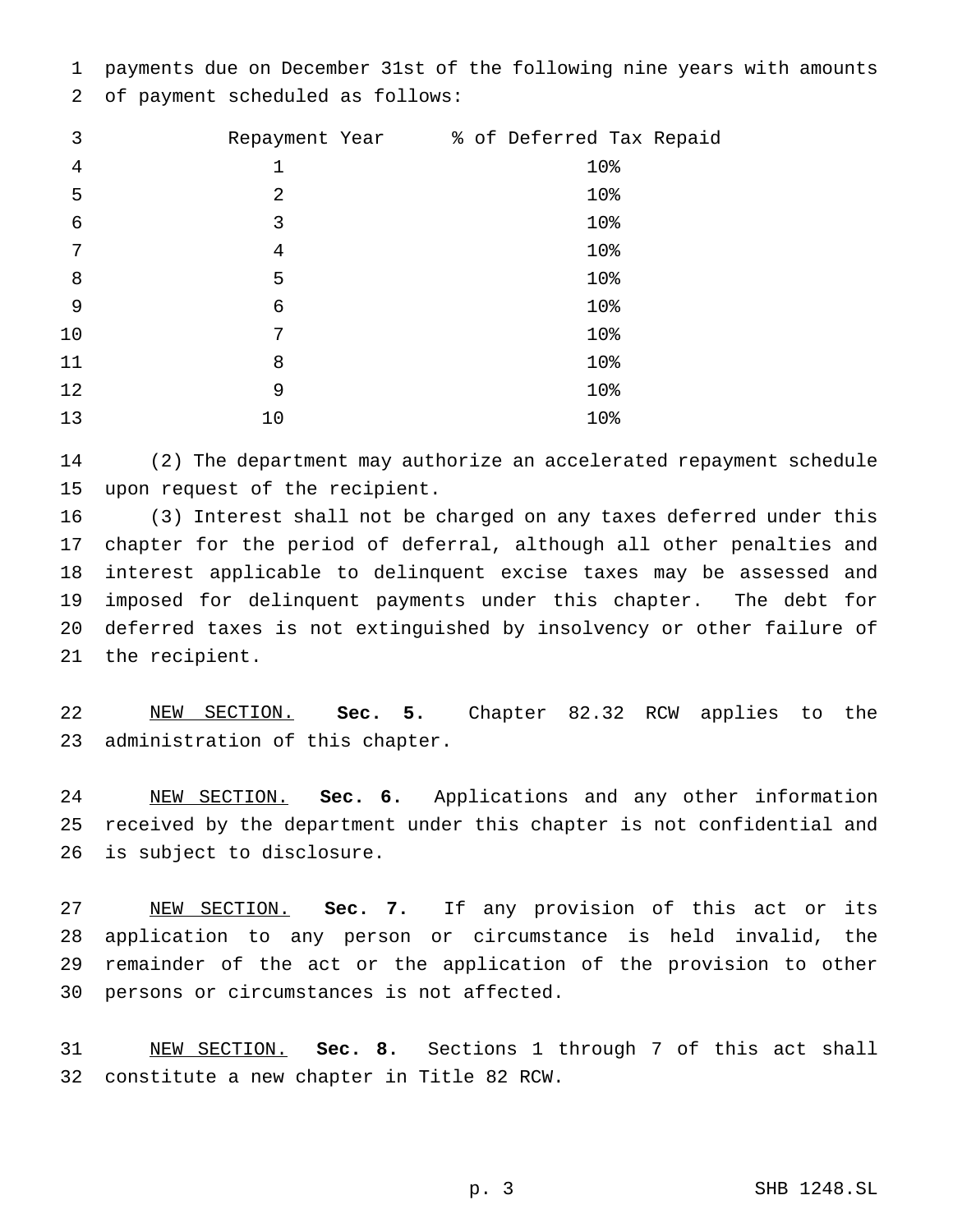payments due on December 31st of the following nine years with amounts of payment scheduled as follows:

| Repayment Year | % of Deferred Tax Repaid |
| --- | --- |
| 1 | 10% |
| 2 | 10% |
| 3 | 10% |
| 4 | 10% |
| 5 | 10% |
| 6 | 10% |
| 7 | 10% |
| 8 | 10% |
| 9 | 10% |
| 10 | 10% |

(2) The department may authorize an accelerated repayment schedule upon request of the recipient.

(3) Interest shall not be charged on any taxes deferred under this chapter for the period of deferral, although all other penalties and interest applicable to delinquent excise taxes may be assessed and imposed for delinquent payments under this chapter. The debt for deferred taxes is not extinguished by insolvency or other failure of the recipient.

NEW SECTION. **Sec. 5.** Chapter 82.32 RCW applies to the administration of this chapter.

NEW SECTION. **Sec. 6.** Applications and any other information received by the department under this chapter is not confidential and is subject to disclosure.

NEW SECTION. **Sec. 7.** If any provision of this act or its application to any person or circumstance is held invalid, the remainder of the act or the application of the provision to other persons or circumstances is not affected.

NEW SECTION. **Sec. 8.** Sections 1 through 7 of this act shall constitute a new chapter in Title 82 RCW.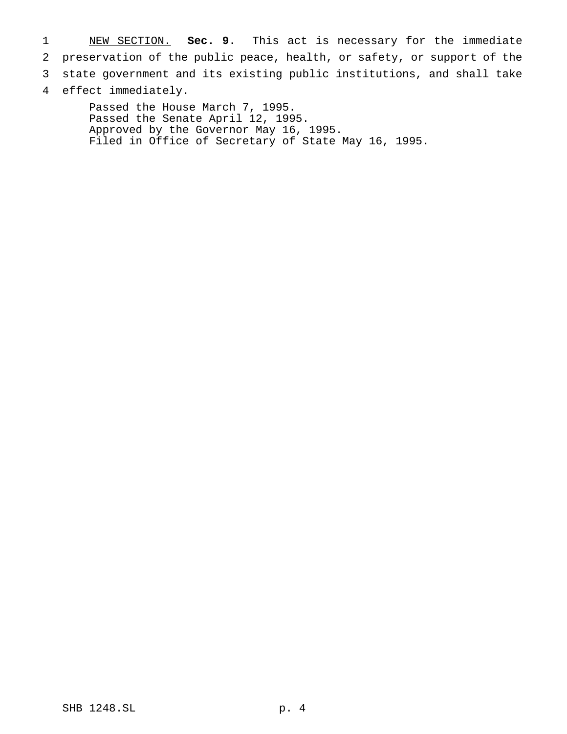NEW SECTION. **Sec. 9.** This act is necessary for the immediate preservation of the public peace, health, or safety, or support of the state government and its existing public institutions, and shall take effect immediately.

Passed the House March 7, 1995.
Passed the Senate April 12, 1995.
Approved by the Governor May 16, 1995.
Filed in Office of Secretary of State May 16, 1995.